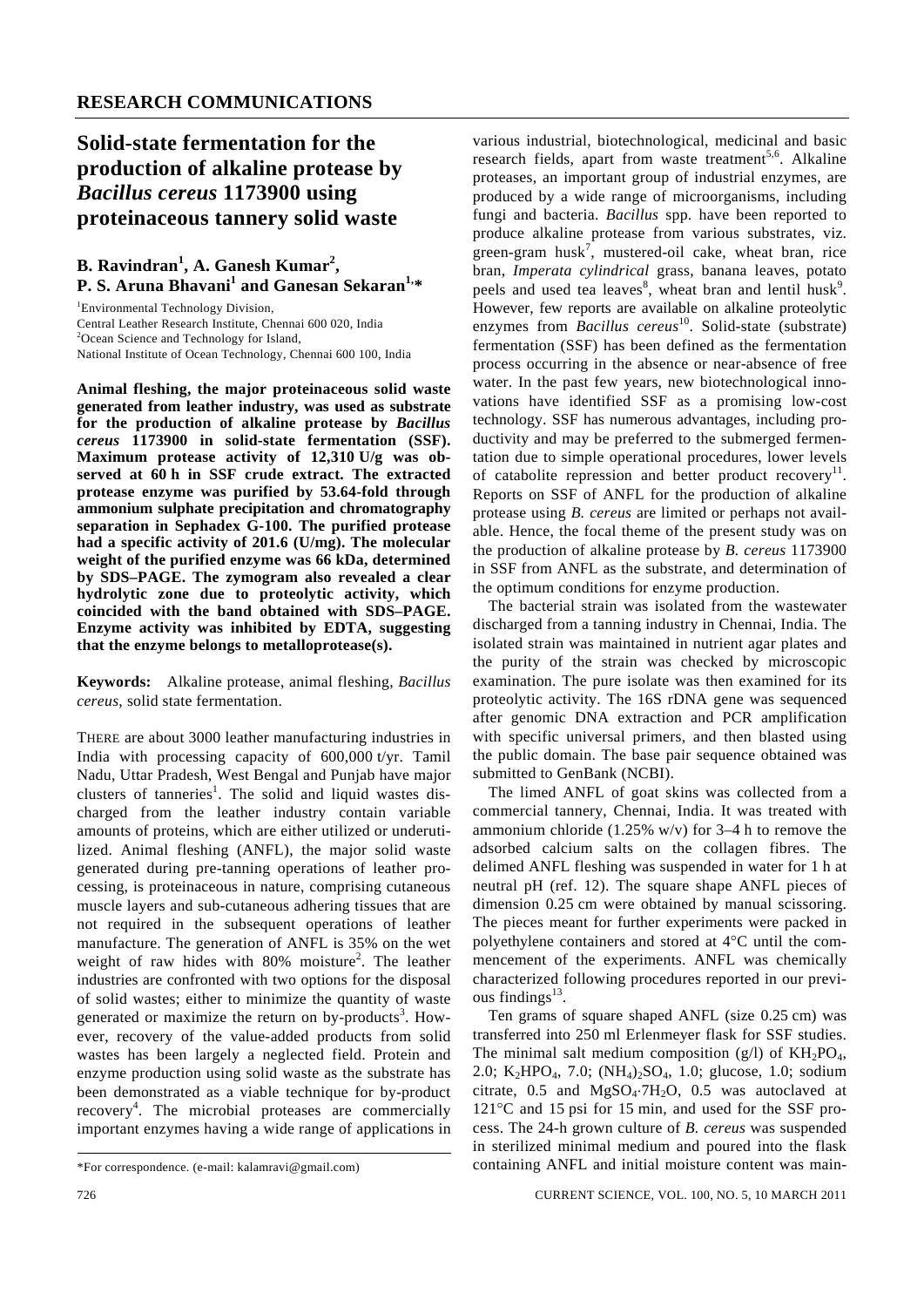## RESEARCH COMMUNICATIONS

# Solid-state fermentation for the production of alkaline protease by *Bacillus cereus* 1173900 using proteinaceous tannery solid waste

**B. Ravindran[1], A. Ganesh Kumar[2], P. S. Aruna Bhavani[1] and Ganesan Sekaran[1,*]**

[1]Environmental Technology Division, Central Leather Research Institute, Chennai 600 020, India
[2]Ocean Science and Technology for Island, National Institute of Ocean Technology, Chennai 600 100, India

**Animal fleshing, the major proteinaceous solid waste generated from leather industry, was used as substrate for the production of alkaline protease by *Bacillus cereus* 1173900 in solid-state fermentation (SSF). Maximum protease activity of 12,310 U/g was observed at 60 h in SSF crude extract. The extracted protease enzyme was purified by 53.64-fold through ammonium sulphate precipitation and chromatography separation in Sephadex G-100. The purified protease had a specific activity of 201.6 (U/mg). The molecular weight of the purified enzyme was 66 kDa, determined by SDS–PAGE. The zymogram also revealed a clear hydrolytic zone due to proteolytic activity, which coincided with the band obtained with SDS–PAGE. Enzyme activity was inhibited by EDTA, suggesting that the enzyme belongs to metalloprotease(s).**

**Keywords:** Alkaline protease, animal fleshing, *Bacillus cereus*, solid state fermentation.

THERE are about 3000 leather manufacturing industries in India with processing capacity of 600,000 t/yr. Tamil Nadu, Uttar Pradesh, West Bengal and Punjab have major clusters of tanneries[1]. The solid and liquid wastes discharged from the leather industry contain variable amounts of proteins, which are either utilized or underutilized. Animal fleshing (ANFL), the major solid waste generated during pre-tanning operations of leather processing, is proteinaceous in nature, comprising cutaneous muscle layers and sub-cutaneous adhering tissues that are not required in the subsequent operations of leather manufacture. The generation of ANFL is 35% on the wet weight of raw hides with 80% moisture[2]. The leather industries are confronted with two options for the disposal of solid wastes; either to minimize the quantity of waste generated or maximize the return on by-products[3]. However, recovery of the value-added products from solid wastes has been largely a neglected field. Protein and enzyme production using solid waste as the substrate has been demonstrated as a viable technique for by-product recovery[4]. The microbial proteases are commercially important enzymes having a wide range of applications in various industrial, biotechnological, medicinal and basic research fields, apart from waste treatment[5,6]. Alkaline proteases, an important group of industrial enzymes, are produced by a wide range of microorganisms, including fungi and bacteria. *Bacillus* spp. have been reported to produce alkaline protease from various substrates, viz. green-gram husk[7], mustered-oil cake, wheat bran, rice bran, *Imperata cylindrical* grass, banana leaves, potato peels and used tea leaves[8], wheat bran and lentil husk[9]. However, few reports are available on alkaline proteolytic enzymes from *Bacillus cereus*[10]. Solid-state (substrate) fermentation (SSF) has been defined as the fermentation process occurring in the absence or near-absence of free water. In the past few years, new biotechnological innovations have identified SSF as a promising low-cost technology. SSF has numerous advantages, including productivity and may be preferred to the submerged fermentation due to simple operational procedures, lower levels of catabolite repression and better product recovery[11]. Reports on SSF of ANFL for the production of alkaline protease using *B. cereus* are limited or perhaps not available. Hence, the focal theme of the present study was on the production of alkaline protease by *B. cereus* 1173900 in SSF from ANFL as the substrate, and determination of the optimum conditions for enzyme production.

The bacterial strain was isolated from the wastewater discharged from a tanning industry in Chennai, India. The isolated strain was maintained in nutrient agar plates and the purity of the strain was checked by microscopic examination. The pure isolate was then examined for its proteolytic activity. The 16S rDNA gene was sequenced after genomic DNA extraction and PCR amplification with specific universal primers, and then blasted using the public domain. The base pair sequence obtained was submitted to GenBank (NCBI).

The limed ANFL of goat skins was collected from a commercial tannery, Chennai, India. It was treated with ammonium chloride (1.25% w/v) for 3–4 h to remove the adsorbed calcium salts on the collagen fibres. The delimed ANFL fleshing was suspended in water for 1 h at neutral pH (ref. 12). The square shape ANFL pieces of dimension 0.25 cm were obtained by manual scissoring. The pieces meant for further experiments were packed in polyethylene containers and stored at 4°C until the commencement of the experiments. ANFL was chemically characterized following procedures reported in our previous findings[13].

Ten grams of square shaped ANFL (size 0.25 cm) was transferred into 250 ml Erlenmeyer flask for SSF studies. The minimal salt medium composition (g/l) of $KH_2PO_4$, 2.0; $K_2HPO_4$, 7.0; $(NH_4)_2SO_4$, 1.0; glucose, 1.0; sodium citrate, 0.5 and $MgSO_4 \cdot 7H_2O$, 0.5 was autoclaved at 121°C and 15 psi for 15 min, and used for the SSF process. The 24-h grown culture of *B. cereus* was suspended in sterilized minimal medium and poured into the flask containing ANFL and initial moisture content was main-

*For correspondence. (e-mail: kalamravi@gmail.com)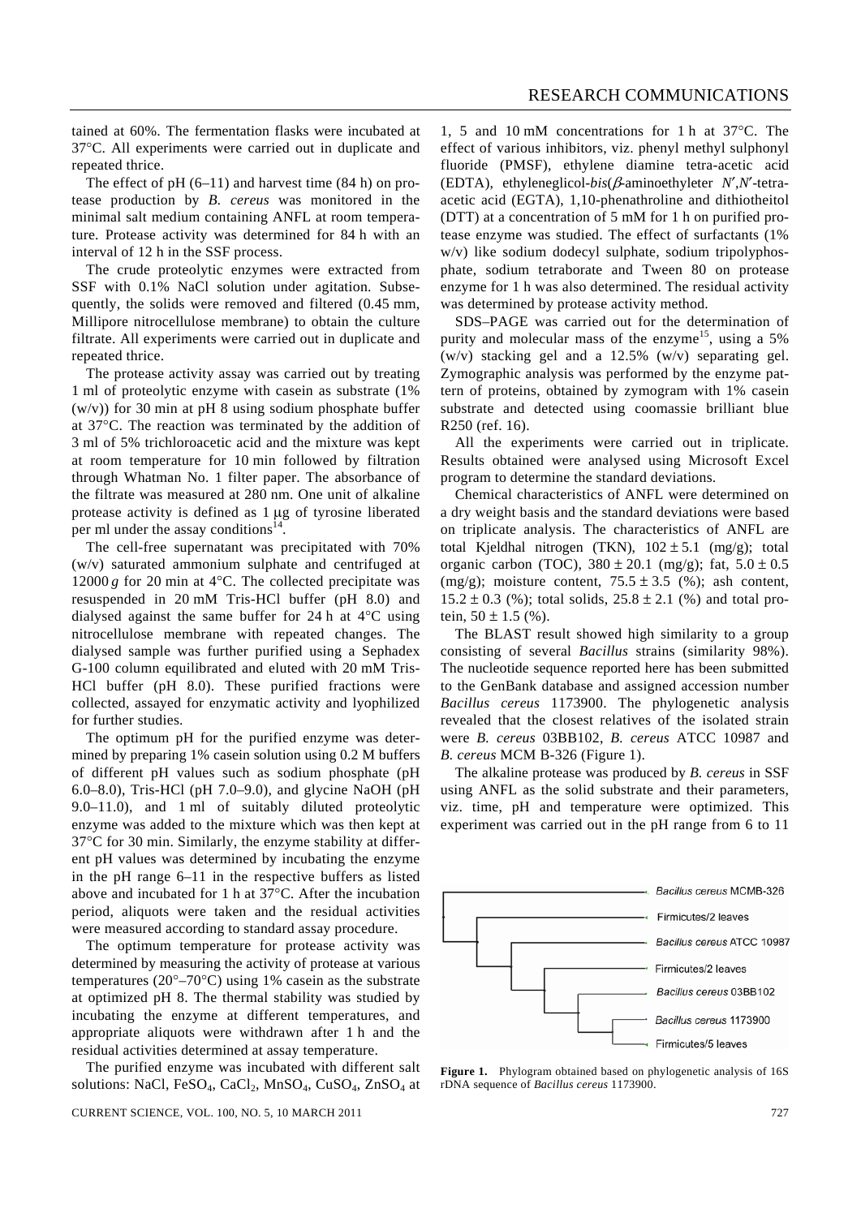tained at 60%. The fermentation flasks were incubated at 37°C. All experiments were carried out in duplicate and repeated thrice.

The effect of pH (6–11) and harvest time (84 h) on protease production by *B. cereus* was monitored in the minimal salt medium containing ANFL at room temperature. Protease activity was determined for 84 h with an interval of 12 h in the SSF process.

The crude proteolytic enzymes were extracted from SSF with 0.1% NaCl solution under agitation. Subsequently, the solids were removed and filtered (0.45 mm, Millipore nitrocellulose membrane) to obtain the culture filtrate. All experiments were carried out in duplicate and repeated thrice.

The protease activity assay was carried out by treating 1 ml of proteolytic enzyme with casein as substrate (1% (w/v)) for 30 min at pH 8 using sodium phosphate buffer at 37°C. The reaction was terminated by the addition of 3 ml of 5% trichloroacetic acid and the mixture was kept at room temperature for 10 min followed by filtration through Whatman No. 1 filter paper. The absorbance of the filtrate was measured at 280 nm. One unit of alkaline protease activity is defined as 1 μg of tyrosine liberated per ml under the assay conditions[14].

The cell-free supernatant was precipitated with 70% (w/v) saturated ammonium sulphate and centrifuged at 12000 *g* for 20 min at 4°C. The collected precipitate was resuspended in 20 mM Tris-HCl buffer (pH 8.0) and dialysed against the same buffer for 24 h at 4°C using nitrocellulose membrane with repeated changes. The dialysed sample was further purified using a Sephadex G-100 column equilibrated and eluted with 20 mM Tris-HCl buffer (pH 8.0). These purified fractions were collected, assayed for enzymatic activity and lyophilized for further studies.

The optimum pH for the purified enzyme was determined by preparing 1% casein solution using 0.2 M buffers of different pH values such as sodium phosphate (pH 6.0–8.0), Tris-HCl (pH 7.0–9.0), and glycine NaOH (pH 9.0–11.0), and 1 ml of suitably diluted proteolytic enzyme was added to the mixture which was then kept at 37°C for 30 min. Similarly, the enzyme stability at different pH values was determined by incubating the enzyme in the pH range 6–11 in the respective buffers as listed above and incubated for 1 h at 37°C. After the incubation period, aliquots were taken and the residual activities were measured according to standard assay procedure.

The optimum temperature for protease activity was determined by measuring the activity of protease at various temperatures (20°–70°C) using 1% casein as the substrate at optimized pH 8. The thermal stability was studied by incubating the enzyme at different temperatures, and appropriate aliquots were withdrawn after 1 h and the residual activities determined at assay temperature.

The purified enzyme was incubated with different salt solutions: NaCl, $FeSO_4$, $CaCl_2$, $MnSO_4$, $CuSO_4$, $ZnSO_4$ at 1, 5 and 10 mM concentrations for 1 h at 37°C. The effect of various inhibitors, viz. phenyl methyl sulphonyl fluoride (PMSF), ethylene diamine tetra-acetic acid (EDTA), ethyleneglicol-*bis*(β-aminoethyleter *N*′,*N*′-tetra-acetic acid (EGTA), 1,10-phenathroline and dithiotheitol (DTT) at a concentration of 5 mM for 1 h on purified protease enzyme was studied. The effect of surfactants (1% w/v) like sodium dodecyl sulphate, sodium tripolyphosphate, sodium tetraborate and Tween 80 on protease enzyme for 1 h was also determined. The residual activity was determined by protease activity method.

SDS–PAGE was carried out for the determination of purity and molecular mass of the enzyme[15], using a 5% (w/v) stacking gel and a 12.5% (w/v) separating gel. Zymographic analysis was performed by the enzyme pattern of proteins, obtained by zymogram with 1% casein substrate and detected using coomassie brilliant blue R250 (ref. 16).

All the experiments were carried out in triplicate. Results obtained were analysed using Microsoft Excel program to determine the standard deviations.

Chemical characteristics of ANFL were determined on a dry weight basis and the standard deviations were based on triplicate analysis. The characteristics of ANFL are total Kjeldhal nitrogen (TKN), $102 \pm 5.1$ (mg/g); total organic carbon (TOC), $380 \pm 20.1$ (mg/g); fat, $5.0 \pm 0.5$ (mg/g); moisture content, $75.5 \pm 3.5$ (%); ash content, $15.2 \pm 0.3$ (%); total solids, $25.8 \pm 2.1$ (%) and total protein, $50 \pm 1.5$ (%).

The BLAST result showed high similarity to a group consisting of several *Bacillus* strains (similarity 98%). The nucleotide sequence reported here has been submitted to the GenBank database and assigned accession number *Bacillus cereus* 1173900. The phylogenetic analysis revealed that the closest relatives of the isolated strain were *B. cereus* 03BB102, *B. cereus* ATCC 10987 and *B. cereus* MCM B-326 (Figure 1).

The alkaline protease was produced by *B. cereus* in SSF using ANFL as the solid substrate and their parameters, viz. time, pH and temperature were optimized. This experiment was carried out in the pH range from 6 to 11

**Figure 1.** Phylogram obtained based on phylogenetic analysis of 16S rDNA sequence of *Bacillus cereus* 1173900.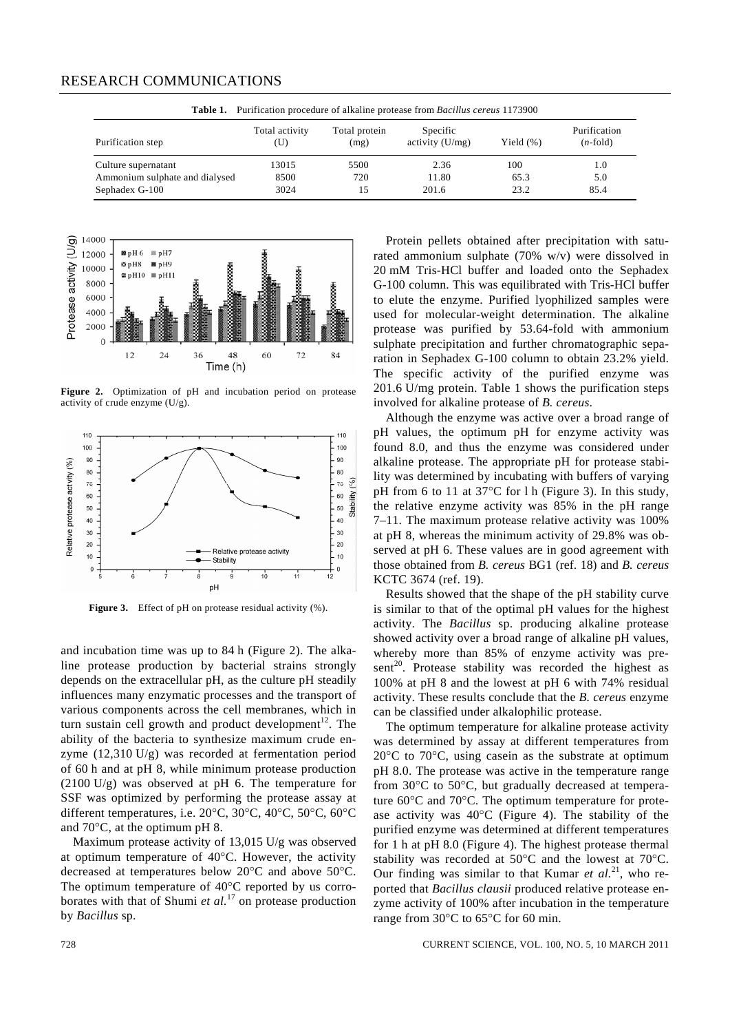**Table 1.** Purification procedure of alkaline protease from *Bacillus cereus* 1173900

| Purification step | Total activity (U) | Total protein (mg) | Specific activity (U/mg) | Yield (%) | Purification (*n*-fold) |
|---|---|---|---|---|---|
| Culture supernatant | 13015 | 5500 | 2.36 | 100 | 1.0 |
| Ammonium sulphate and dialysed | 8500 | 720 | 11.80 | 65.3 | 5.0 |
| Sephadex G-100 | 3024 | 15 | 201.6 | 23.2 | 85.4 |

**Figure 2.** Optimization of pH and incubation period on protease activity of crude enzyme (U/g).

**Figure 3.** Effect of pH on protease residual activity (%).

and incubation time was up to 84 h (Figure 2). The alkaline protease production by bacterial strains strongly depends on the extracellular pH, as the culture pH steadily influences many enzymatic processes and the transport of various components across the cell membranes, which in turn sustain cell growth and product development[12]. The ability of the bacteria to synthesize maximum crude enzyme (12,310 U/g) was recorded at fermentation period of 60 h and at pH 8, while minimum protease production (2100 U/g) was observed at pH 6. The temperature for SSF was optimized by performing the protease assay at different temperatures, i.e. 20°C, 30°C, 40°C, 50°C, 60°C and 70°C, at the optimum pH 8.

Maximum protease activity of 13,015 U/g was observed at optimum temperature of 40°C. However, the activity decreased at temperatures below 20°C and above 50°C. The optimum temperature of 40°C reported by us corroborates with that of Shumi *et al.*[17] on protease production by *Bacillus* sp.

Protein pellets obtained after precipitation with saturated ammonium sulphate (70% w/v) were dissolved in 20 mM Tris-HCl buffer and loaded onto the Sephadex G-100 column. This was equilibrated with Tris-HCl buffer to elute the enzyme. Purified lyophilized samples were used for molecular-weight determination. The alkaline protease was purified by 53.64-fold with ammonium sulphate precipitation and further chromatographic separation in Sephadex G-100 column to obtain 23.2% yield. The specific activity of the purified enzyme was 201.6 U/mg protein. Table 1 shows the purification steps involved for alkaline protease of *B. cereus*.

Although the enzyme was active over a broad range of pH values, the optimum pH for enzyme activity was found 8.0, and thus the enzyme was considered under alkaline protease. The appropriate pH for protease stability was determined by incubating with buffers of varying pH from 6 to 11 at 37°C for l h (Figure 3). In this study, the relative enzyme activity was 85% in the pH range 7–11. The maximum protease relative activity was 100% at pH 8, whereas the minimum activity of 29.8% was observed at pH 6. These values are in good agreement with those obtained from *B. cereus* BG1 (ref. 18) and *B. cereus* KCTC 3674 (ref. 19).

Results showed that the shape of the pH stability curve is similar to that of the optimal pH values for the highest activity. The *Bacillus* sp. producing alkaline protease showed activity over a broad range of alkaline pH values, whereby more than 85% of enzyme activity was present[20]. Protease stability was recorded the highest as 100% at pH 8 and the lowest at pH 6 with 74% residual activity. These results conclude that the *B. cereus* enzyme can be classified under alkalophilic protease.

The optimum temperature for alkaline protease activity was determined by assay at different temperatures from 20°C to 70°C, using casein as the substrate at optimum pH 8.0. The protease was active in the temperature range from 30°C to 50°C, but gradually decreased at temperature 60°C and 70°C. The optimum temperature for protease activity was 40°C (Figure 4). The stability of the purified enzyme was determined at different temperatures for 1 h at pH 8.0 (Figure 4). The highest protease thermal stability was recorded at 50°C and the lowest at 70°C. Our finding was similar to that Kumar *et al.*[21], who reported that *Bacillus clausii* produced relative protease enzyme activity of 100% after incubation in the temperature range from 30°C to 65°C for 60 min.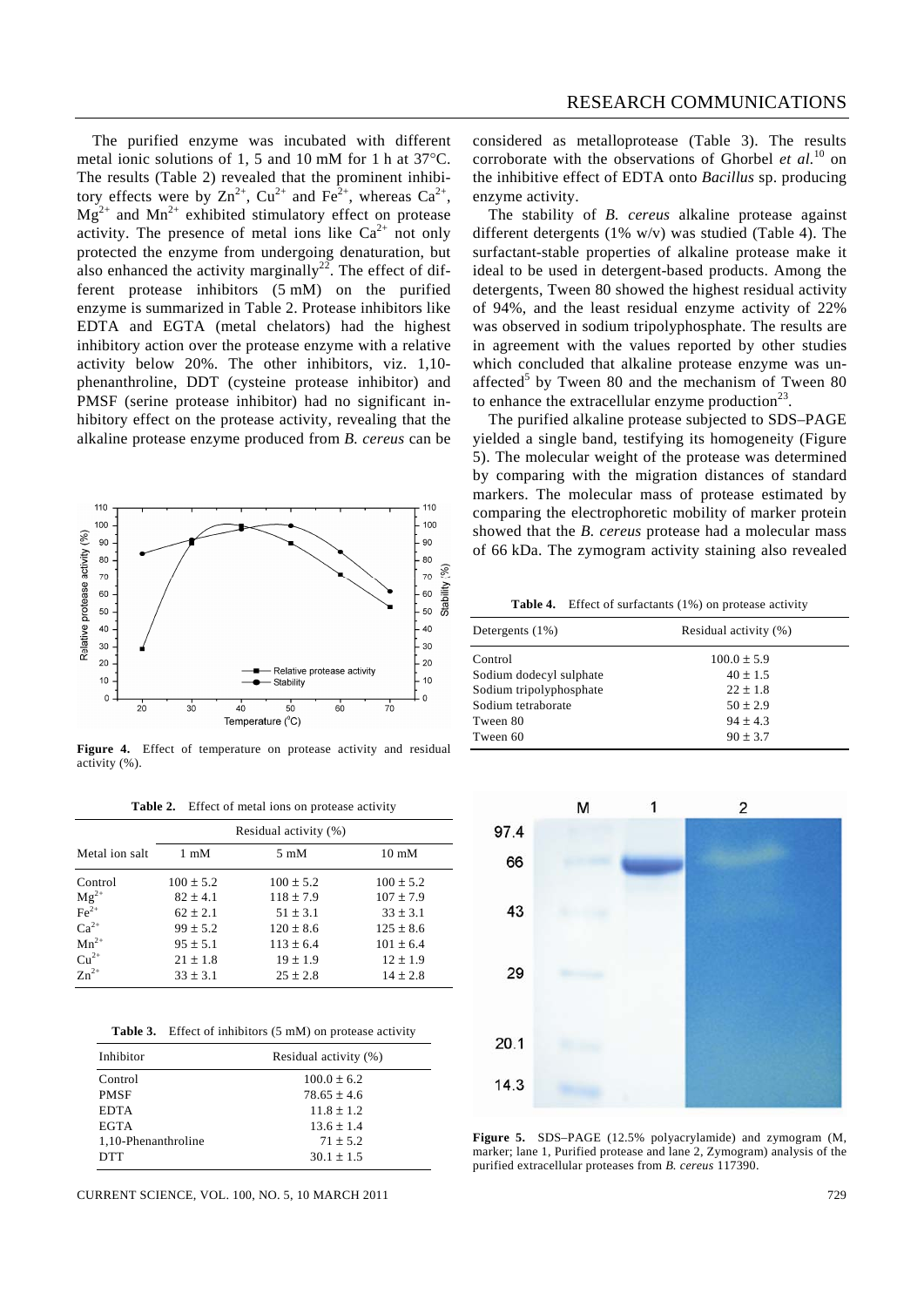The purified enzyme was incubated with different metal ionic solutions of 1, 5 and 10 mM for 1 h at 37°C. The results (Table 2) revealed that the prominent inhibitory effects were by $Zn^{2+}$, $Cu^{2+}$ and $Fe^{2+}$, whereas $Ca^{2+}$, $Mg^{2+}$ and $Mn^{2+}$ exhibited stimulatory effect on protease activity. The presence of metal ions like $Ca^{2+}$ not only protected the enzyme from undergoing denaturation, but also enhanced the activity marginally[22]. The effect of different protease inhibitors (5 mM) on the purified enzyme is summarized in Table 2. Protease inhibitors like EDTA and EGTA (metal chelators) had the highest inhibitory action over the protease enzyme with a relative activity below 20%. The other inhibitors, viz. 1,10-phenanthroline, DDT (cysteine protease inhibitor) and PMSF (serine protease inhibitor) had no significant inhibitory effect on the protease activity, revealing that the alkaline protease enzyme produced from *B. cereus* can be considered as metalloprotease (Table 3). The results corroborate with the observations of Ghorbel *et al.*[10] on the inhibitive effect of EDTA onto *Bacillus* sp. producing enzyme activity.

**Figure 4.** Effect of temperature on protease activity and residual activity (%).

**Table 2.** Effect of metal ions on protease activity

| Metal ion salt | Residual activity (%) | | |
|---|---|---|---|
| | 1 mM | 5 mM | 10 mM |
| Control | 100 ± 5.2 | 100 ± 5.2 | 100 ± 5.2 |
| $Mg^{2+}$ | 82 ± 4.1 | 118 ± 7.9 | 107 ± 7.9 |
| $Fe^{2+}$ | 62 ± 2.1 | 51 ± 3.1 | 33 ± 3.1 |
| $Ca^{2+}$ | 99 ± 5.2 | 120 ± 8.6 | 125 ± 8.6 |
| $Mn^{2+}$ | 95 ± 5.1 | 113 ± 6.4 | 101 ± 6.4 |
| $Cu^{2+}$ | 21 ± 1.8 | 19 ± 1.9 | 12 ± 1.9 |
| $Zn^{2+}$ | 33 ± 3.1 | 25 ± 2.8 | 14 ± 2.8 |

**Table 3.** Effect of inhibitors (5 mM) on protease activity

| Inhibitor | Residual activity (%) |
|---|---|
| Control | 100.0 ± 6.2 |
| PMSF | 78.65 ± 4.6 |
| EDTA | 11.8 ± 1.2 |
| EGTA | 13.6 ± 1.4 |
| 1,10-Phenanthroline | 71 ± 5.2 |
| DTT | 30.1 ± 1.5 |

The stability of *B. cereus* alkaline protease against different detergents (1% w/v) was studied (Table 4). The surfactant-stable properties of alkaline protease make it ideal to be used in detergent-based products. Among the detergents, Tween 80 showed the highest residual activity of 94%, and the least residual enzyme activity of 22% was observed in sodium tripolyphosphate. The results are in agreement with the values reported by other studies which concluded that alkaline protease enzyme was unaffected[5] by Tween 80 and the mechanism of Tween 80 to enhance the extracellular enzyme production[23].

The purified alkaline protease subjected to SDS–PAGE yielded a single band, testifying its homogeneity (Figure 5). The molecular weight of the protease was determined by comparing with the migration distances of standard markers. The molecular mass of protease estimated by comparing the electrophoretic mobility of marker protein showed that the *B. cereus* protease had a molecular mass of 66 kDa. The zymogram activity staining also revealed

**Table 4.** Effect of surfactants (1%) on protease activity

| Detergents (1%) | Residual activity (%) |
|---|---|
| Control | 100.0 ± 5.9 |
| Sodium dodecyl sulphate | 40 ± 1.5 |
| Sodium tripolyphosphate | 22 ± 1.8 |
| Sodium tetraborate | 50 ± 2.9 |
| Tween 80 | 94 ± 4.3 |
| Tween 60 | 90 ± 3.7 |

**Figure 5.** SDS–PAGE (12.5% polyacrylamide) and zymogram (M, marker; lane 1, Purified protease and lane 2, Zymogram) analysis of the purified extracellular proteases from *B. cereus* 117390.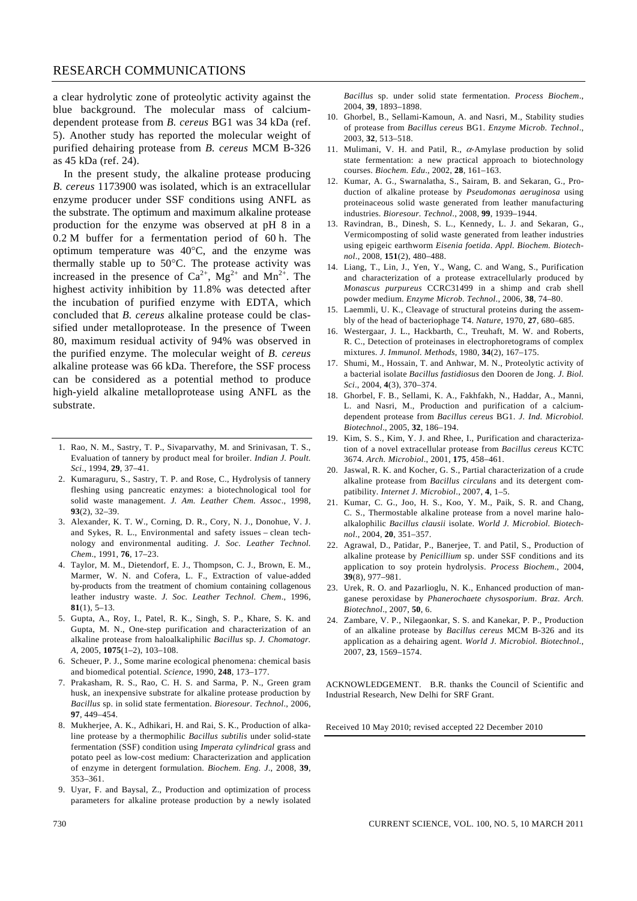a clear hydrolytic zone of proteolytic activity against the blue background. The molecular mass of calcium-dependent protease from *B. cereus* BG1 was 34 kDa (ref. 5). Another study has reported the molecular weight of purified dehairing protease from *B. cereus* MCM B-326 as 45 kDa (ref. 24).

In the present study, the alkaline protease producing *B. cereus* 1173900 was isolated, which is an extracellular enzyme producer under SSF conditions using ANFL as the substrate. The optimum and maximum alkaline protease production for the enzyme was observed at pH 8 in a 0.2 M buffer for a fermentation period of 60 h. The optimum temperature was 40°C, and the enzyme was thermally stable up to 50°C. The protease activity was increased in the presence of $Ca^{2+}$, $Mg^{2+}$ and $Mn^{2+}$. The highest activity inhibition by 11.8% was detected after the incubation of purified enzyme with EDTA, which concluded that *B. cereus* alkaline protease could be classified under metalloprotease. In the presence of Tween 80, maximum residual activity of 94% was observed in the purified enzyme. The molecular weight of *B. cereus* alkaline protease was 66 kDa. Therefore, the SSF process can be considered as a potential method to produce high-yield alkaline metalloprotease using ANFL as the substrate.

1. Rao, N. M., Sastry, T. P., Sivaparvathy, M. and Srinivasan, T. S., Evaluation of tannery by product meal for broiler. *Indian J. Poult. Sci*., 1994, **29**, 37–41.
2. Kumaraguru, S., Sastry, T. P. and Rose, C., Hydrolysis of tannery fleshing using pancreatic enzymes: a biotechnological tool for solid waste management. *J. Am. Leather Chem. Assoc*., 1998, **93**(2), 32–39.
3. Alexander, K. T. W., Corning, D. R., Cory, N. J., Donohue, V. J. and Sykes, R. L., Environmental and safety issues – clean technology and environmental auditing. *J. Soc. Leather Technol. Chem*., 1991, **76**, 17–23.
4. Taylor, M. M., Dietendorf, E. J., Thompson, C. J., Brown, E. M., Marmer, W. N. and Cofera, L. F., Extraction of value-added by-products from the treatment of chomium containing collagenous leather industry waste. *J. Soc. Leather Technol. Chem*., 1996, **81**(1), 5–13.
5. Gupta, A., Roy, I., Patel, R. K., Singh, S. P., Khare, S. K. and Gupta, M. N., One-step purification and characterization of an alkaline protease from haloalkaliphilic *Bacillus* sp. *J. Chomatogr. A*, 2005, **1075**(1–2), 103–108.
6. Scheuer, P. J., Some marine ecological phenomena: chemical basis and biomedical potential. *Science*, 1990, **248**, 173–177.
7. Prakasham, R. S., Rao, C. H. S. and Sarma, P. N., Green gram husk, an inexpensive substrate for alkaline protease production by *Bacillus* sp. in solid state fermentation. *Bioresour. Technol*., 2006, **97**, 449–454.
8. Mukherjee, A. K., Adhikari, H. and Rai, S. K., Production of alkaline protease by a thermophilic *Bacillus subtilis* under solid-state fermentation (SSF) condition using *Imperata cylindrical* grass and potato peel as low-cost medium: Characterization and application of enzyme in detergent formulation. *Biochem. Eng. J*., 2008, **39**, 353–361.
9. Uyar, F. and Baysal, Z., Production and optimization of process parameters for alkaline protease production by a newly isolated *Bacillus* sp. under solid state fermentation. *Process Biochem*., 2004, **39**, 1893–1898.
10. Ghorbel, B., Sellami-Kamoun, A. and Nasri, M., Stability studies of protease from *Bacillus cereus* BG1. *Enzyme Microb. Technol*., 2003, **32**, 513–518.
11. Mulimani, V. H. and Patil, R., $\alpha$-Amylase production by solid state fermentation: a new practical approach to biotechnology courses. *Biochem. Edu*., 2002, **28**, 161–163.
12. Kumar, A. G., Swarnalatha, S., Sairam, B. and Sekaran, G., Production of alkaline protease by *Pseudomonas aeruginosa* using proteinaceous solid waste generated from leather manufacturing industries. *Bioresour. Technol*., 2008, **99**, 1939–1944.
13. Ravindran, B., Dinesh, S. L., Kennedy, L. J. and Sekaran, G., Vermicomposting of solid waste generated from leather industries using epigeic earthworm *Eisenia foetida*. *Appl. Biochem. Biotechnol*., 2008, **151**(2), 480–488.
14. Liang, T., Lin, J., Yen, Y., Wang, C. and Wang, S., Purification and characterization of a protease extracellularly produced by *Monascus purpureus* CCRC31499 in a shimp and crab shell powder medium. *Enzyme Microb. Technol*., 2006, **38**, 74–80.
15. Laemmli, U. K., Cleavage of structural proteins during the assembly of the head of bacteriophage T4. *Nature*, 1970, **27**, 680–685.
16. Westergaar, J. L., Hackbarth, C., Treuhaft, M. W. and Roberts, R. C., Detection of proteinases in electrophoretograms of complex mixtures. *J. Immunol. Methods*, 1980, **34**(2), 167–175.
17. Shumi, M., Hossain, T. and Anhwar, M. N., Proteolytic activity of a bacterial isolate *Bacillus fastidiosus* den Dooren de Jong. *J. Biol. Sci*., 2004, **4**(3), 370–374.
18. Ghorbel, F. B., Sellami, K. A., Fakhfakh, N., Haddar, A., Manni, L. and Nasri, M., Production and purification of a calcium-dependent protease from *Bacillus cereus* BG1. *J. Ind. Microbiol. Biotechnol*., 2005, **32**, 186–194.
19. Kim, S. S., Kim, Y. J. and Rhee, I., Purification and characterization of a novel extracellular protease from *Bacillus cereus* KCTC 3674. *Arch. Microbiol*., 2001, **175**, 458–461.
20. Jaswal, R. K. and Kocher, G. S., Partial characterization of a crude alkaline protease from *Bacillus circulans* and its detergent compatibility. *Internet J. Microbiol*., 2007, **4**, 1–5.
21. Kumar, C. G., Joo, H. S., Koo, Y. M., Paik, S. R. and Chang, C. S., Thermostable alkaline protease from a novel marine haloalkalophilic *Bacillus clausii* isolate. *World J. Microbiol. Biotechnol*., 2004, **20**, 351–357.
22. Agrawal, D., Patidar, P., Banerjee, T. and Patil, S., Production of alkaline protease by *Penicillium* sp. under SSF conditions and its application to soy protein hydrolysis. *Process Biochem*., 2004, **39**(8), 977–981.
23. Urek, R. O. and Pazarlioglu, N. K., Enhanced production of manganese peroxidase by *Phanerochaete chysosporium*. *Braz. Arch. Biotechnol*., 2007, **50**, 6.
24. Zambare, V. P., Nilegaonkar, S. S. and Kanekar, P. P., Production of an alkaline protease by *Bacillus cereus* MCM B-326 and its application as a dehairing agent. *World J. Microbiol. Biotechnol*., 2007, **23**, 1569–1574.

ACKNOWLEDGEMENT. B.R. thanks the Council of Scientific and Industrial Research, New Delhi for SRF Grant.

Received 10 May 2010; revised accepted 22 December 2010